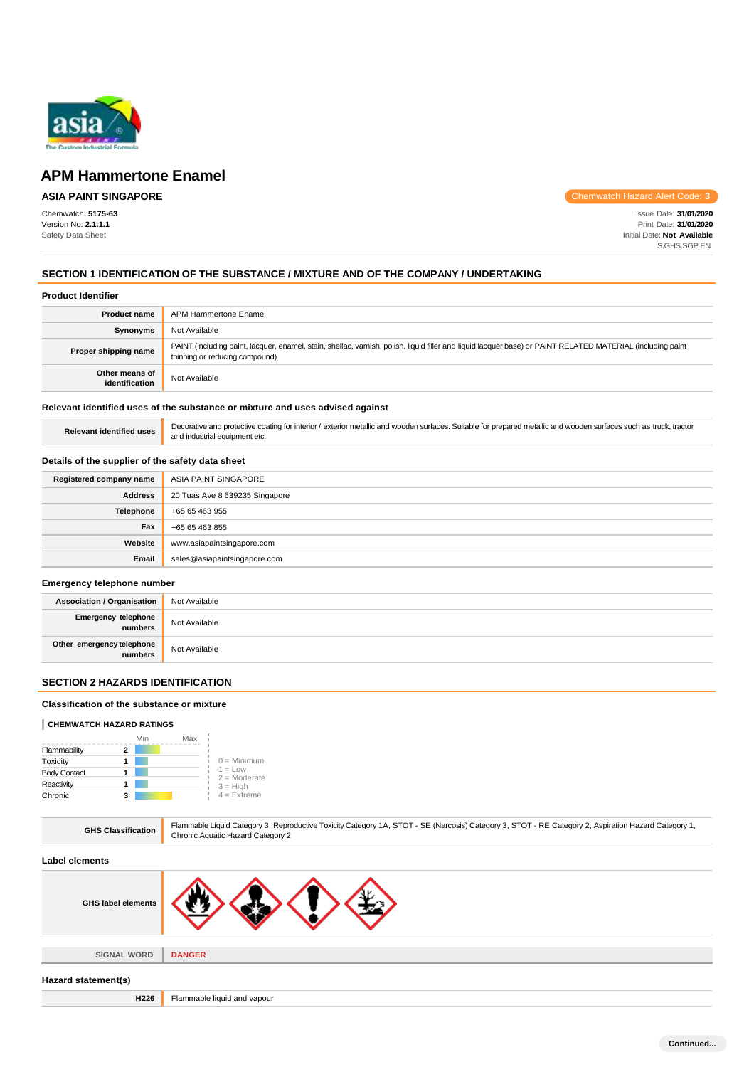# APM Hammertone Enamel

## ASIA PAINT SINGAPORE

Chemwatch Hazard Alert Code: 3

Chemwatch: **5175-63**
Version No: **2.1.1.1**
Safety Data Sheet

Issue Date: **31/01/2020**
Print Date: **31/01/2020**
Initial Date: **Not Available**
S.GHS.SGP.EN

## SECTION 1 IDENTIFICATION OF THE SUBSTANCE / MIXTURE AND OF THE COMPANY / UNDERTAKING

### Product Identifier

| | |
|---|---|
| **Product name** | APM Hammertone Enamel |
| **Synonyms** | Not Available |
| **Proper shipping name** | PAINT (including paint, lacquer, enamel, stain, shellac, varnish, polish, liquid filler and liquid lacquer base) or PAINT RELATED MATERIAL (including paint thinning or reducing compound) |
| **Other means of identification** | Not Available |

### Relevant identified uses of the substance or mixture and uses advised against

| | |
|---|---|
| **Relevant identified uses** | Decorative and protective coating for interior / exterior metallic and wooden surfaces. Suitable for prepared metallic and wooden surfaces such as truck, tractor and industrial equipment etc. |

### Details of the supplier of the safety data sheet

| | |
|---|---|
| **Registered company name** | ASIA PAINT SINGAPORE |
| **Address** | 20 Tuas Ave 8 639235 Singapore |
| **Telephone** | +65 65 463 955 |
| **Fax** | +65 65 463 855 |
| **Website** | www.asiapaintsingapore.com |
| **Email** | sales@asiapaintsingapore.com |

### Emergency telephone number

| | |
|---|---|
| **Association / Organisation** | Not Available |
| **Emergency telephone numbers** | Not Available |
| **Other emergency telephone numbers** | Not Available |

## SECTION 2 HAZARDS IDENTIFICATION

### Classification of the substance or mixture

**CHEMWATCH HAZARD RATINGS**

| | | Min | Max |
|---|---|---|---|
| Flammability | 2 | | |
| Toxicity | 1 | | |
| Body Contact | 1 | | |
| Reactivity | 1 | | |
| Chronic | 3 | | |

0 = Minimum
1 = Low
2 = Moderate
3 = High
4 = Extreme

| | |
|---|---|
| **GHS Classification** | Flammable Liquid Category 3, Reproductive Toxicity Category 1A, STOT - SE (Narcosis) Category 3, STOT - RE Category 2, Aspiration Hazard Category 1, Chronic Aquatic Hazard Category 2 |

### Label elements

| | |
|---|---|
| **GHS label elements** | |
| **SIGNAL WORD** | **DANGER** |

### Hazard statement(s)

| | |
|---|---|
| **H226** | Flammable liquid and vapour |

Continued...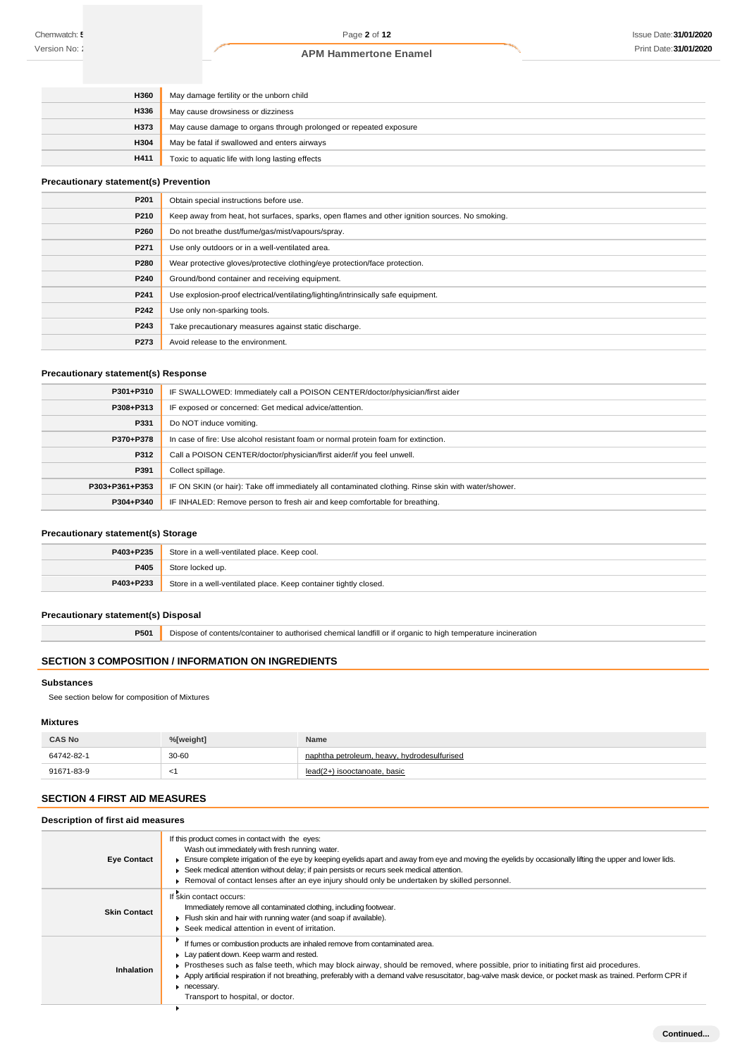| | |
|---|---|
| H360 | May damage fertility or the unborn child |
| H336 | May cause drowsiness or dizziness |
| H373 | May cause damage to organs through prolonged or repeated exposure |
| H304 | May be fatal if swallowed and enters airways |
| H411 | Toxic to aquatic life with long lasting effects |

### Precautionary statement(s) Prevention

| | |
|---|---|
| P201 | Obtain special instructions before use. |
| P210 | Keep away from heat, hot surfaces, sparks, open flames and other ignition sources. No smoking. |
| P260 | Do not breathe dust/fume/gas/mist/vapours/spray. |
| P271 | Use only outdoors or in a well-ventilated area. |
| P280 | Wear protective gloves/protective clothing/eye protection/face protection. |
| P240 | Ground/bond container and receiving equipment. |
| P241 | Use explosion-proof electrical/ventilating/lighting/intrinsically safe equipment. |
| P242 | Use only non-sparking tools. |
| P243 | Take precautionary measures against static discharge. |
| P273 | Avoid release to the environment. |

### Precautionary statement(s) Response

| | |
|---|---|
| P301+P310 | IF SWALLOWED: Immediately call a POISON CENTER/doctor/physician/first aider |
| P308+P313 | IF exposed or concerned: Get medical advice/attention. |
| P331 | Do NOT induce vomiting. |
| P370+P378 | In case of fire: Use alcohol resistant foam or normal protein foam for extinction. |
| P312 | Call a POISON CENTER/doctor/physician/first aider/if you feel unwell. |
| P391 | Collect spillage. |
| P303+P361+P353 | IF ON SKIN (or hair): Take off immediately all contaminated clothing. Rinse skin with water/shower. |
| P304+P340 | IF INHALED: Remove person to fresh air and keep comfortable for breathing. |

### Precautionary statement(s) Storage

| | |
|---|---|
| P403+P235 | Store in a well-ventilated place. Keep cool. |
| P405 | Store locked up. |
| P403+P233 | Store in a well-ventilated place. Keep container tightly closed. |

### Precautionary statement(s) Disposal

| | |
|---|---|
| P501 | Dispose of contents/container to authorised chemical landfill or if organic to high temperature incineration |

## SECTION 3 COMPOSITION / INFORMATION ON INGREDIENTS

### Substances

See section below for composition of Mixtures

### Mixtures

| CAS No | %[weight] | Name |
|---|---|---|
| 64742-82-1 | 30-60 | naphtha petroleum, heavy, hydrodesulfurised |
| 91671-83-9 | <1 | lead(2+) isooctanoate, basic |

## SECTION 4 FIRST AID MEASURES

### Description of first aid measures

| | |
|---|---|
| Eye Contact | If this product comes in contact with the eyes: Wash out immediately with fresh running water. Ensure complete irrigation of the eye by keeping eyelids apart and away from eye and moving the eyelids by occasionally lifting the upper and lower lids. Seek medical attention without delay; if pain persists or recurs seek medical attention. Removal of contact lenses after an eye injury should only be undertaken by skilled personnel. |
| Skin Contact | If skin contact occurs: Immediately remove all contaminated clothing, including footwear. Flush skin and hair with running water (and soap if available). Seek medical attention in event of irritation. |
| Inhalation | If fumes or combustion products are inhaled remove from contaminated area. Lay patient down. Keep warm and rested. Prostheses such as false teeth, which may block airway, should be removed, where possible, prior to initiating first aid procedures. Apply artificial respiration if not breathing, preferably with a demand valve resuscitator, bag-valve mask device, or pocket mask as trained. Perform CPR if necessary. Transport to hospital, or doctor. |

Continued...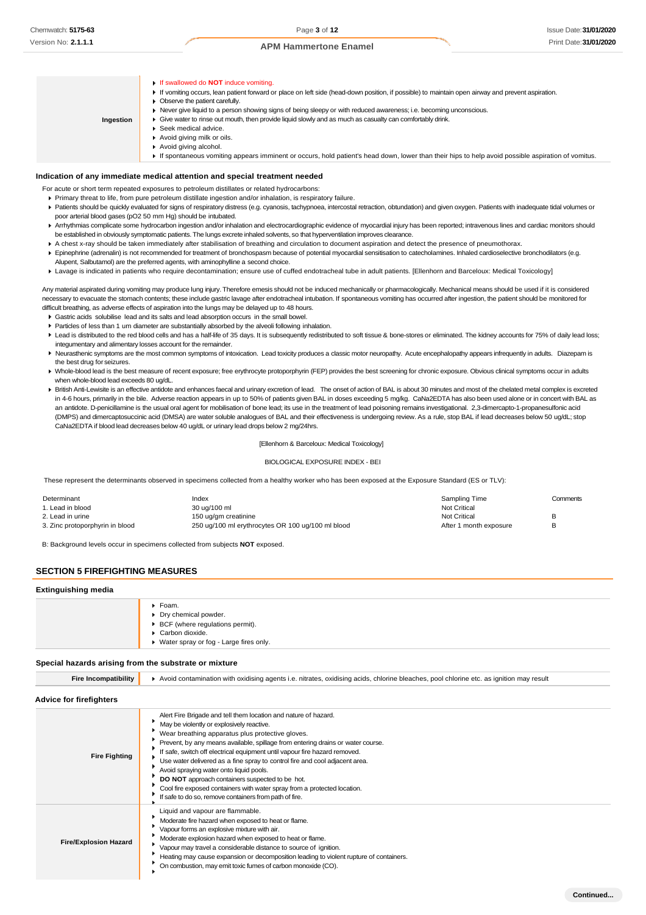| | |
|---|---|
| **Ingestion** | - If swallowed do **NOT** induce vomiting.<br>- If vomiting occurs, lean patient forward or place on left side (head-down position, if possible) to maintain open airway and prevent aspiration.<br>- Observe the patient carefully.<br>- Never give liquid to a person showing signs of being sleepy or with reduced awareness; i.e. becoming unconscious.<br>- Give water to rinse out mouth, then provide liquid slowly and as much as casualty can comfortably drink.<br>- Seek medical advice.<br>- Avoid giving milk or oils.<br>- Avoid giving alcohol.<br>- If spontaneous vomiting appears imminent or occurs, hold patient's head down, lower than their hips to help avoid possible aspiration of vomitus. |

### Indication of any immediate medical attention and special treatment needed

For acute or short term repeated exposures to petroleum distillates or related hydrocarbons:

- Primary threat to life, from pure petroleum distillate ingestion and/or inhalation, is respiratory failure.
- Patients should be quickly evaluated for signs of respiratory distress (e.g. cyanosis, tachypnoea, intercostal retraction, obtundation) and given oxygen. Patients with inadequate tidal volumes or poor arterial blood gases (pO2 50 mm Hg) should be intubated.
- Arrhythmias complicate some hydrocarbon ingestion and/or inhalation and electrocardiographic evidence of myocardial injury has been reported; intravenous lines and cardiac monitors should be established in obviously symptomatic patients. The lungs excrete inhaled solvents, so that hyperventilation improves clearance.
- A chest x-ray should be taken immediately after stabilisation of breathing and circulation to document aspiration and detect the presence of pneumothorax.
- Epinephrine (adrenalin) is not recommended for treatment of bronchospasm because of potential myocardial sensitisation to catecholamines. Inhaled cardioselective bronchodilators (e.g. Alupent, Salbutamol) are the preferred agents, with aminophylline a second choice.
- Lavage is indicated in patients who require decontamination; ensure use of cuffed endotracheal tube in adult patients. [Ellenhorn and Barceloux: Medical Toxicology]

Any material aspirated during vomiting may produce lung injury. Therefore emesis should not be induced mechanically or pharmacologically. Mechanical means should be used if it is considered necessary to evacuate the stomach contents; these include gastric lavage after endotracheal intubation. If spontaneous vomiting has occurred after ingestion, the patient should be monitored for difficult breathing, as adverse effects of aspiration into the lungs may be delayed up to 48 hours.

- Gastric acids solubilise lead and its salts and lead absorption occurs in the small bowel.
- Particles of less than 1 um diameter are substantially absorbed by the alveoli following inhalation.
- Lead is distributed to the red blood cells and has a half-life of 35 days. It is subsequently redistributed to soft tissue & bone-stores or eliminated. The kidney accounts for 75% of daily lead loss; integumentary and alimentary losses account for the remainder.
- Neurasthenic symptoms are the most common symptoms of intoxication. Lead toxicity produces a classic motor neuropathy. Acute encephalopathy appears infrequently in adults. Diazepam is the best drug for seizures.
- Whole-blood lead is the best measure of recent exposure; free erythrocyte protoporphyrin (FEP) provides the best screening for chronic exposure. Obvious clinical symptoms occur in adults when whole-blood lead exceeds 80 ug/dL.
- British Anti-Lewisite is an effective antidote and enhances faecal and urinary excretion of lead. The onset of action of BAL is about 30 minutes and most of the chelated metal complex is excreted in 4-6 hours, primarily in the bile. Adverse reaction appears in up to 50% of patients given BAL in doses exceeding 5 mg/kg. CaNa2EDTA has also been used alone or in concert with BAL as an antidote. D-penicillamine is the usual oral agent for mobilisation of bone lead; its use in the treatment of lead poisoning remains investigational. 2,3-dimercapto-1-propanesulfonic acid (DMPS) and dimercaptosuccinic acid (DMSA) are water soluble analogues of BAL and their effectiveness is undergoing review. As a rule, stop BAL if lead decreases below 50 ug/dL; stop CaNa2EDTA if blood lead decreases below 40 ug/dL or urinary lead drops below 2 mg/24hrs.

[Ellenhorn & Barceloux: Medical Toxicology]

BIOLOGICAL EXPOSURE INDEX - BEI

These represent the determinants observed in specimens collected from a healthy worker who has been exposed at the Exposure Standard (ES or TLV):

| Determinant | Index | Sampling Time | Comments |
|---|---|---|---|
| 1. Lead in blood | 30 ug/100 ml | Not Critical | |
| 2. Lead in urine | 150 ug/gm creatinine | Not Critical | B |
| 3. Zinc protoporphyrin in blood | 250 ug/100 ml erythrocytes OR 100 ug/100 ml blood | After 1 month exposure | B |

B: Background levels occur in specimens collected from subjects **NOT** exposed.

## SECTION 5 FIREFIGHTING MEASURES

### Extinguishing media

- Foam.
- Dry chemical powder.
- BCF (where regulations permit).
- Carbon dioxide.
- Water spray or fog - Large fires only.

### Special hazards arising from the substrate or mixture

| | |
|---|---|
| **Fire Incompatibility** | - Avoid contamination with oxidising agents i.e. nitrates, oxidising acids, chlorine bleaches, pool chlorine etc. as ignition may result |

### Advice for firefighters

| | |
|---|---|
| **Fire Fighting** | - Alert Fire Brigade and tell them location and nature of hazard.<br>- May be violently or explosively reactive.<br>- Wear breathing apparatus plus protective gloves.<br>- Prevent, by any means available, spillage from entering drains or water course.<br>- If safe, switch off electrical equipment until vapour fire hazard removed.<br>- Use water delivered as a fine spray to control fire and cool adjacent area.<br>- Avoid spraying water onto liquid pools.<br>- **DO NOT** approach containers suspected to be hot.<br>- Cool fire exposed containers with water spray from a protected location.<br>- If safe to do so, remove containers from path of fire. |
| **Fire/Explosion Hazard** | - Liquid and vapour are flammable.<br>- Moderate fire hazard when exposed to heat or flame.<br>- Vapour forms an explosive mixture with air.<br>- Moderate explosion hazard when exposed to heat or flame.<br>- Vapour may travel a considerable distance to source of ignition.<br>- Heating may cause expansion or decomposition leading to violent rupture of containers.<br>- On combustion, may emit toxic fumes of carbon monoxide (CO). |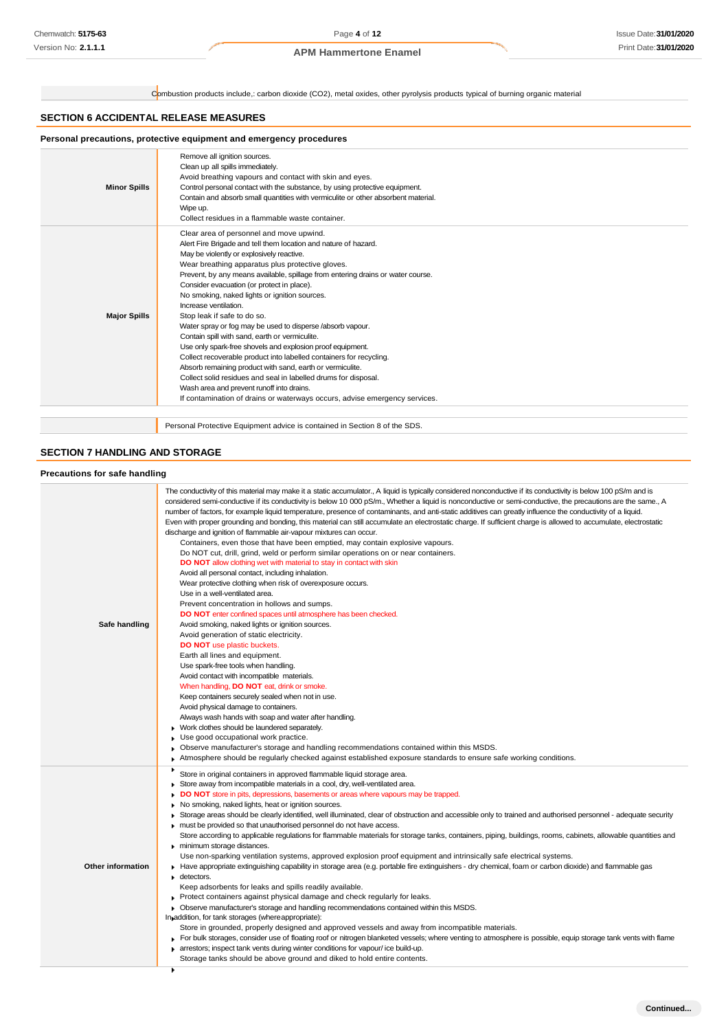| | |
|---|---|
| | Combustion products include,: carbon dioxide ($CO_2$), metal oxides, other pyrolysis products typical of burning organic material |

## SECTION 6 ACCIDENTAL RELEASE MEASURES

### Personal precautions, protective equipment and emergency procedures

| | |
|---|---|
| **Minor Spills** | Remove all ignition sources.<br>Clean up all spills immediately.<br>Avoid breathing vapours and contact with skin and eyes.<br>Control personal contact with the substance, by using protective equipment.<br>Contain and absorb small quantities with vermiculite or other absorbent material.<br>Wipe up.<br>Collect residues in a flammable waste container. |
| **Major Spills** | Clear area of personnel and move upwind.<br>Alert Fire Brigade and tell them location and nature of hazard.<br>May be violently or explosively reactive.<br>Wear breathing apparatus plus protective gloves.<br>Prevent, by any means available, spillage from entering drains or water course.<br>Consider evacuation (or protect in place).<br>No smoking, naked lights or ignition sources.<br>Increase ventilation.<br>Stop leak if safe to do so.<br>Water spray or fog may be used to disperse /absorb vapour.<br>Contain spill with sand, earth or vermiculite.<br>Use only spark-free shovels and explosion proof equipment.<br>Collect recoverable product into labelled containers for recycling.<br>Absorb remaining product with sand, earth or vermiculite.<br>Collect solid residues and seal in labelled drums for disposal.<br>Wash area and prevent runoff into drains.<br>If contamination of drains or waterways occurs, advise emergency services. |

| | |
|---|---|
| | Personal Protective Equipment advice is contained in Section 8 of the SDS. |

## SECTION 7 HANDLING AND STORAGE

### Precautions for safe handling

| | |
|---|---|
| **Safe handling** | The conductivity of this material may make it a static accumulator., A liquid is typically considered nonconductive if its conductivity is below 100 pS/m and is considered semi-conductive if its conductivity is below 10 000 pS/m., Whether a liquid is nonconductive or semi-conductive, the precautions are the same., A number of factors, for example liquid temperature, presence of contaminants, and anti-static additives can greatly influence the conductivity of a liquid.<br>Even with proper grounding and bonding, this material can still accumulate an electrostatic charge. If sufficient charge is allowed to accumulate, electrostatic discharge and ignition of flammable air-vapour mixtures can occur.<br>Containers, even those that have been emptied, may contain explosive vapours.<br>Do NOT cut, drill, grind, weld or perform similar operations on or near containers.<br>**DO NOT** allow clothing wet with material to stay in contact with skin<br>Avoid all personal contact, including inhalation.<br>Wear protective clothing when risk of overexposure occurs.<br>Use in a well-ventilated area.<br>Prevent concentration in hollows and sumps.<br>**DO NOT** enter confined spaces until atmosphere has been checked.<br>Avoid smoking, naked lights or ignition sources.<br>Avoid generation of static electricity.<br>**DO NOT** use plastic buckets.<br>Earth all lines and equipment.<br>Use spark-free tools when handling.<br>Avoid contact with incompatible materials.<br>When handling, **DO NOT** eat, drink or smoke.<br>Keep containers securely sealed when not in use.<br>Avoid physical damage to containers.<br>Always wash hands with soap and water after handling.<br>- Work clothes should be laundered separately.<br>- Use good occupational work practice.<br>- Observe manufacturer's storage and handling recommendations contained within this MSDS.<br>- Atmosphere should be regularly checked against established exposure standards to ensure safe working conditions. |
| **Other information** | - Store in original containers in approved flammable liquid storage area.<br>- Store away from incompatible materials in a cool, dry, well-ventilated area.<br>- **DO NOT** store in pits, depressions, basements or areas where vapours may be trapped.<br>- No smoking, naked lights, heat or ignition sources.<br>- Storage areas should be clearly identified, well illuminated, clear of obstruction and accessible only to trained and authorised personnel - adequate security must be provided so that unauthorised personnel do not have access.<br>- Store according to applicable regulations for flammable materials for storage tanks, containers, piping, buildings, rooms, cabinets, allowable quantities and minimum storage distances.<br>- Use non-sparking ventilation systems, approved explosion proof equipment and intrinsically safe electrical systems.<br>- Have appropriate extinguishing capability in storage area (e.g. portable fire extinguishers - dry chemical, foam or carbon dioxide) and flammable gas detectors.<br>- Keep adsorbents for leaks and spills readily available.<br>- Protect containers against physical damage and check regularly for leaks.<br>- Observe manufacturer's storage and handling recommendations contained within this MSDS.<br>In addition, for tank storages (where appropriate):<br>- Store in grounded, properly designed and approved vessels and away from incompatible materials.<br>- For bulk storages, consider use of floating roof or nitrogen blanketed vessels; where venting to atmosphere is possible, equip storage tank vents with flame arrestors; inspect tank vents during winter conditions for vapour/ ice build-up.<br>- Storage tanks should be above ground and diked to hold entire contents. |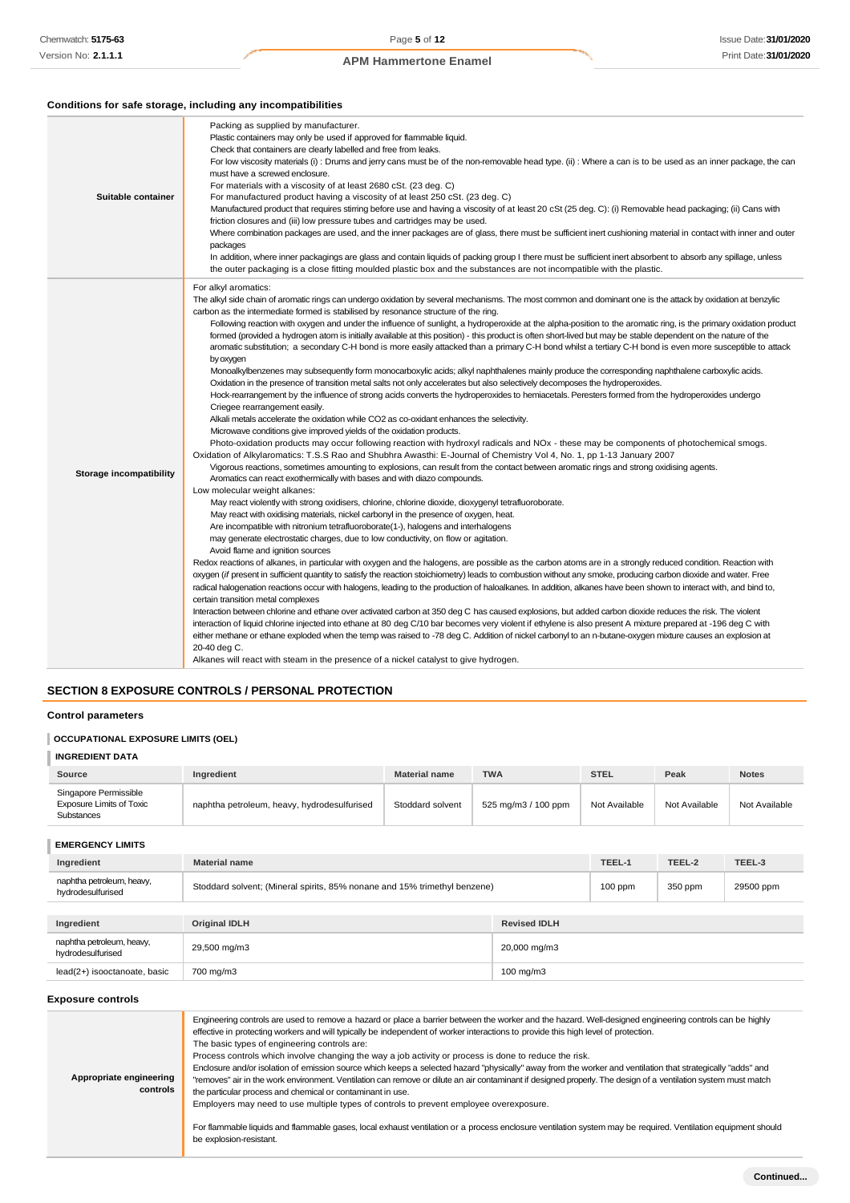### Conditions for safe storage, including any incompatibilities

| | |
|---|---|
| **Suitable container** | Packing as supplied by manufacturer.<br>Plastic containers may only be used if approved for flammable liquid.<br>Check that containers are clearly labelled and free from leaks.<br>For low viscosity materials (i) : Drums and jerry cans must be of the non-removable head type. (ii) : Where a can is to be used as an inner package, the can must have a screwed enclosure.<br>For materials with a viscosity of at least 2680 cSt. (23 deg. C)<br>For manufactured product having a viscosity of at least 250 cSt. (23 deg. C)<br>Manufactured product that requires stirring before use and having a viscosity of at least 20 cSt (25 deg. C): (i) Removable head packaging; (ii) Cans with friction closures and (iii) low pressure tubes and cartridges may be used.<br>Where combination packages are used, and the inner packages are of glass, there must be sufficient inert cushioning material in contact with inner and outer packages<br>In addition, where inner packagings are glass and contain liquids of packing group I there must be sufficient inert absorbent to absorb any spillage, unless the outer packaging is a close fitting moulded plastic box and the substances are not incompatible with the plastic. |
| **Storage incompatibility** | For alkyl aromatics:<br>The alkyl side chain of aromatic rings can undergo oxidation by several mechanisms. The most common and dominant one is the attack by oxidation at benzylic carbon as the intermediate formed is stabilised by resonance structure of the ring.<br>Following reaction with oxygen and under the influence of sunlight, a hydroperoxide at the alpha-position to the aromatic ring, is the primary oxidation product formed (provided a hydrogen atom is initially available at this position) - this product is often short-lived but may be stable dependent on the nature of the aromatic substitution; a secondary C-H bond is more easily attacked than a primary C-H bond whilst a tertiary C-H bond is even more susceptible to attack by oxygen<br>Monoalkylbenzenes may subsequently form monocarboxylic acids; alkyl naphthalenes mainly produce the corresponding naphthalene carboxylic acids.<br>Oxidation in the presence of transition metal salts not only accelerates but also selectively decomposes the hydroperoxides.<br>Hock-rearrangement by the influence of strong acids converts the hydroperoxides to hemiacetals. Peresters formed from the hydroperoxides undergo Criegee rearrangement easily.<br>Alkali metals accelerate the oxidation while CO2 as co-oxidant enhances the selectivity.<br>Microwave conditions give improved yields of the oxidation products.<br>Photo-oxidation products may occur following reaction with hydroxyl radicals and NOx - these may be components of photochemical smogs.<br>Oxidation of Alkylaromatics: T.S.S Rao and Shubhra Awasthi: E-Journal of Chemistry Vol 4, No. 1, pp 1-13 January 2007<br>Vigorous reactions, sometimes amounting to explosions, can result from the contact between aromatic rings and strong oxidising agents.<br>Aromatics can react exothermically with bases and with diazo compounds.<br>Low molecular weight alkanes:<br>May react violently with strong oxidisers, chlorine, chlorine dioxide, dioxygenyl tetrafluoroborate.<br>May react with oxidising materials, nickel carbonyl in the presence of oxygen, heat.<br>Are incompatible with nitronium tetrafluoroborate(1-), halogens and interhalogens<br>may generate electrostatic charges, due to low conductivity, on flow or agitation.<br>Avoid flame and ignition sources<br>Redox reactions of alkanes, in particular with oxygen and the halogens, are possible as the carbon atoms are in a strongly reduced condition. Reaction with oxygen (*if* present in sufficient quantity to satisfy the reaction stoichiometry) leads to combustion without any smoke, producing carbon dioxide and water. Free radical halogenation reactions occur with halogens, leading to the production of haloalkanes. In addition, alkanes have been shown to interact with, and bind to, certain transition metal complexes<br>Interaction between chlorine and ethane over activated carbon at 350 deg C has caused explosions, but added carbon dioxide reduces the risk. The violent interaction of liquid chlorine injected into ethane at 80 deg C/10 bar becomes very violent if ethylene is also present A mixture prepared at -196 deg C with either methane or ethane exploded when the temp was raised to -78 deg C. Addition of nickel carbonyl to an n-butane-oxygen mixture causes an explosion at 20-40 deg C.<br>Alkanes will react with steam in the presence of a nickel catalyst to give hydrogen. |

## SECTION 8 EXPOSURE CONTROLS / PERSONAL PROTECTION

### Control parameters

#### OCCUPATIONAL EXPOSURE LIMITS (OEL)

##### INGREDIENT DATA

| Source | Ingredient | Material name | TWA | STEL | Peak | Notes |
|---|---|---|---|---|---|---|
| Singapore Permissible Exposure Limits of Toxic Substances | naphtha petroleum, heavy, hydrodesulfurised | Stoddard solvent | 525 mg/m3 / 100 ppm | Not Available | Not Available | Not Available |

##### EMERGENCY LIMITS

| Ingredient | Material name | TEEL-1 | TEEL-2 | TEEL-3 |
|---|---|---|---|---|
| naphtha petroleum, heavy, hydrodesulfurised | Stoddard solvent; (Mineral spirits, 85% nonane and 15% trimethyl benzene) | 100 ppm | 350 ppm | 29500 ppm |

| Ingredient | Original IDLH | Revised IDLH |
|---|---|---|
| naphtha petroleum, heavy, hydrodesulfurised | 29,500 mg/m3 | 20,000 mg/m3 |
| lead(2+) isooctanoate, basic | 700 mg/m3 | 100 mg/m3 |

### Exposure controls

| | |
|---|---|
| **Appropriate engineering controls** | Engineering controls are used to remove a hazard or place a barrier between the worker and the hazard. Well-designed engineering controls can be highly effective in protecting workers and will typically be independent of worker interactions to provide this high level of protection.<br>The basic types of engineering controls are:<br>Process controls which involve changing the way a job activity or process is done to reduce the risk.<br>Enclosure and/or isolation of emission source which keeps a selected hazard "physically" away from the worker and ventilation that strategically "adds" and "removes" air in the work environment. Ventilation can remove or dilute an air contaminant if designed properly. The design of a ventilation system must match the particular process and chemical or contaminant in use.<br>Employers may need to use multiple types of controls to prevent employee overexposure.<br><br>For flammable liquids and flammable gases, local exhaust ventilation or a process enclosure ventilation system may be required. Ventilation equipment should be explosion-resistant. |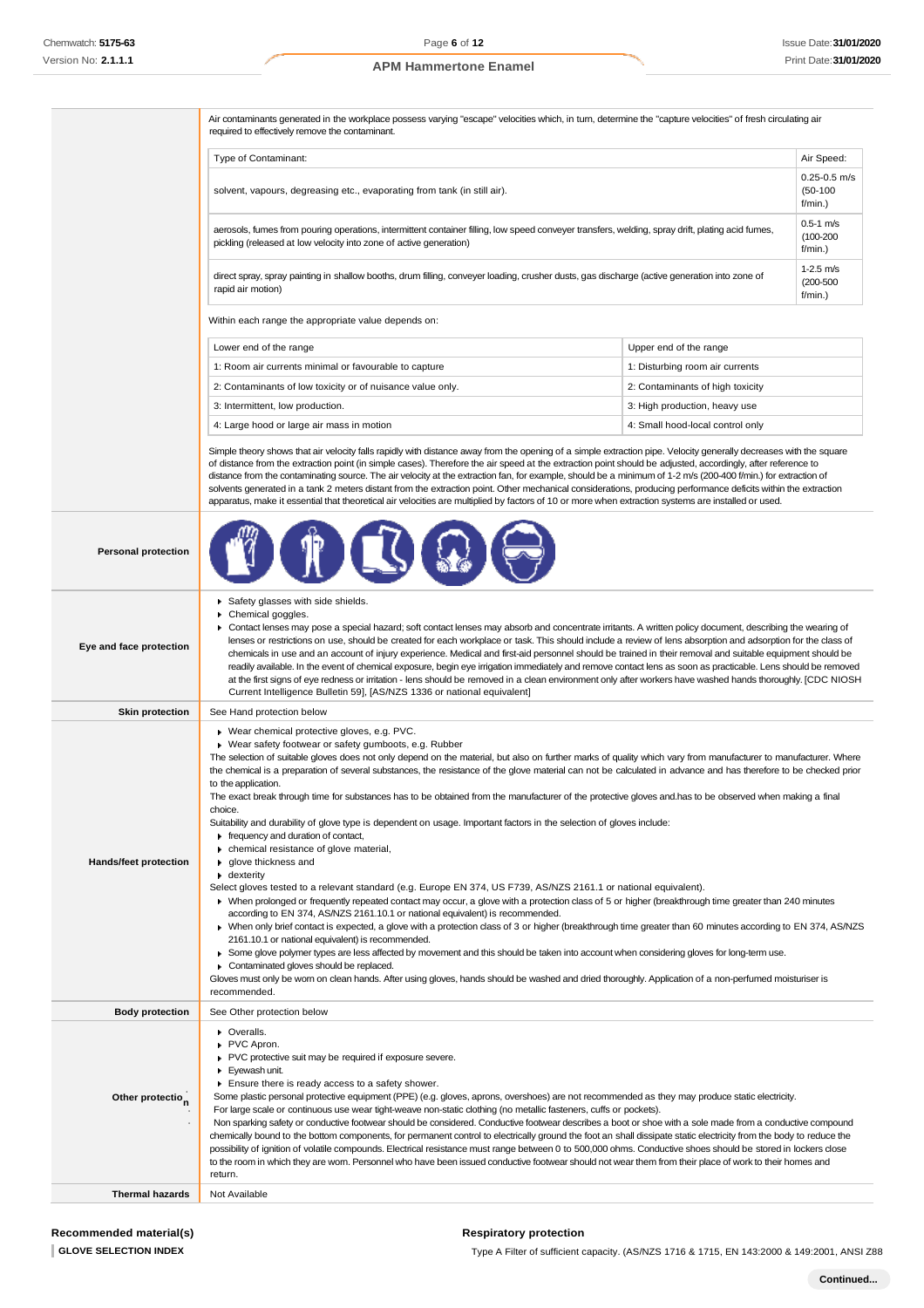| | |
|---|---|
| | Air contaminants generated in the workplace possess varying "escape" velocities which, in turn, determine the "capture velocities" of fresh circulating air required to effectively remove the contaminant. |

| Type of Contaminant: | Air Speed: |
|---|---|
| solvent, vapours, degreasing etc., evaporating from tank (in still air). | 0.25-0.5 m/s (50-100 f/min.) |
| aerosols, fumes from pouring operations, intermittent container filling, low speed conveyer transfers, welding, spray drift, plating acid fumes, pickling (released at low velocity into zone of active generation) | 0.5-1 m/s (100-200 f/min.) |
| direct spray, spray painting in shallow booths, drum filling, conveyer loading, crusher dusts, gas discharge (active generation into zone of rapid air motion) | 1-2.5 m/s (200-500 f/min.) |

Within each range the appropriate value depends on:

| Lower end of the range | Upper end of the range |
|---|---|
| 1: Room air currents minimal or favourable to capture | 1: Disturbing room air currents |
| 2: Contaminants of low toxicity or of nuisance value only. | 2: Contaminants of high toxicity |
| 3: Intermittent, low production. | 3: High production, heavy use |
| 4: Large hood or large air mass in motion | 4: Small hood-local control only |

Simple theory shows that air velocity falls rapidly with distance away from the opening of a simple extraction pipe. Velocity generally decreases with the square of distance from the extraction point (in simple cases). Therefore the air speed at the extraction point should be adjusted, accordingly, after reference to distance from the contaminating source. The air velocity at the extraction fan, for example, should be a minimum of 1-2 m/s (200-400 f/min.) for extraction of solvents generated in a tank 2 meters distant from the extraction point. Other mechanical considerations, producing performance deficits within the extraction apparatus, make it essential that theoretical air velocities are multiplied by factors of 10 or more when extraction systems are installed or used.

| | |
|---|---|
| **Personal protection** | |
| **Eye and face protection** | ▸ Safety glasses with side shields.<br>▸ Chemical goggles.<br>▸ Contact lenses may pose a special hazard; soft contact lenses may absorb and concentrate irritants. A written policy document, describing the wearing of lenses or restrictions on use, should be created for each workplace or task. This should include a review of lens absorption and adsorption for the class of chemicals in use and an account of injury experience. Medical and first-aid personnel should be trained in their removal and suitable equipment should be readily available. In the event of chemical exposure, begin eye irrigation immediately and remove contact lens as soon as practicable. Lens should be removed at the first signs of eye redness or irritation - lens should be removed in a clean environment only after workers have washed hands thoroughly. [CDC NIOSH Current Intelligence Bulletin 59], [AS/NZS 1336 or national equivalent] |
| **Skin protection** | See Hand protection below |
| **Hands/feet protection** | ▸ Wear chemical protective gloves, e.g. PVC.<br>▸ Wear safety footwear or safety gumboots, e.g. Rubber<br>The selection of suitable gloves does not only depend on the material, but also on further marks of quality which vary from manufacturer to manufacturer. Where the chemical is a preparation of several substances, the resistance of the glove material can not be calculated in advance and has therefore to be checked prior to the application.<br>The exact break through time for substances has to be obtained from the manufacturer of the protective gloves and.has to be observed when making a final choice.<br>Suitability and durability of glove type is dependent on usage. Important factors in the selection of gloves include:<br>▸ frequency and duration of contact,<br>▸ chemical resistance of glove material,<br>▸ glove thickness and<br>▸ dexterity<br>Select gloves tested to a relevant standard (e.g. Europe EN 374, US F739, AS/NZS 2161.1 or national equivalent).<br>▸ When prolonged or frequently repeated contact may occur, a glove with a protection class of 5 or higher (breakthrough time greater than 240 minutes according to EN 374, AS/NZS 2161.10.1 or national equivalent) is recommended.<br>▸ When only brief contact is expected, a glove with a protection class of 3 or higher (breakthrough time greater than 60 minutes according to EN 374, AS/NZS 2161.10.1 or national equivalent) is recommended.<br>▸ Some glove polymer types are less affected by movement and this should be taken into account when considering gloves for long-term use.<br>▸ Contaminated gloves should be replaced.<br>Gloves must only be worn on clean hands. After using gloves, hands should be washed and dried thoroughly. Application of a non-perfumed moisturiser is recommended. |
| **Body protection** | See Other protection below |
| **Other protection** | ▸ Overalls.<br>▸ PVC Apron.<br>▸ PVC protective suit may be required if exposure severe.<br>▸ Eyewash unit.<br>▸ Ensure there is ready access to a safety shower.<br>Some plastic personal protective equipment (PPE) (e.g. gloves, aprons, overshoes) are not recommended as they may produce static electricity.<br>For large scale or continuous use wear tight-weave non-static clothing (no metallic fasteners, cuffs or pockets).<br>Non sparking safety or conductive footwear should be considered. Conductive footwear describes a boot or shoe with a sole made from a conductive compound chemically bound to the bottom components, for permanent control to electrically ground the foot an shall dissipate static electricity from the body to reduce the possibility of ignition of volatile compounds. Electrical resistance must range between 0 to 500,000 ohms. Conductive shoes should be stored in lockers close to the room in which they are worn. Personnel who have been issued conductive footwear should not wear them from their place of work to their homes and return. |
| **Thermal hazards** | Not Available |

**Recommended material(s)**

**GLOVE SELECTION INDEX**

**Respiratory protection**

Type A Filter of sufficient capacity. (AS/NZS 1716 & 1715, EN 143:2000 & 149:2001, ANSI Z88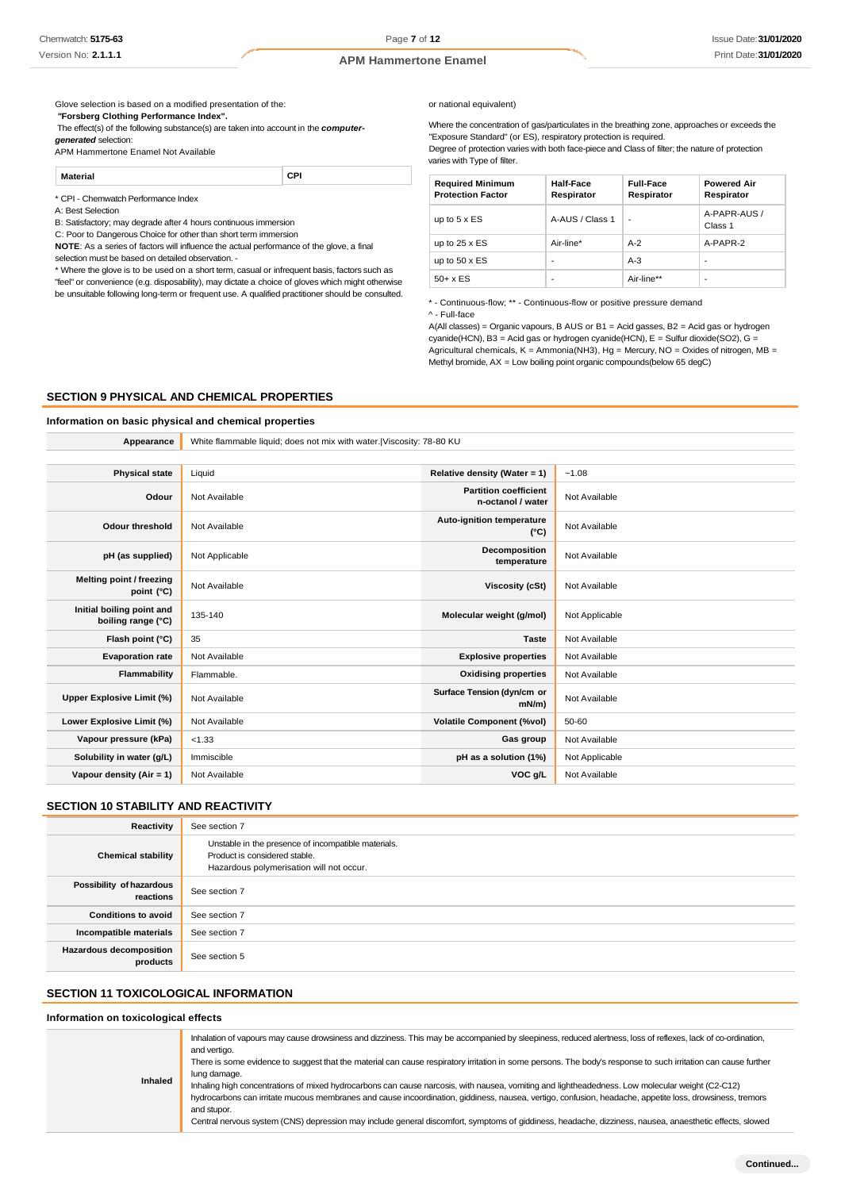Glove selection is based on a modified presentation of the:

**"Forsberg Clothing Performance Index".**

The effect(s) of the following substance(s) are taken into account in the ***computer-generated*** selection:

APM Hammertone Enamel Not Available

| Material | CPI |
|---|---|

\* CPI - Chemwatch Performance Index

A: Best Selection

B: Satisfactory; may degrade after 4 hours continuous immersion

C: Poor to Dangerous Choice for other than short term immersion

**NOTE**: As a series of factors will influence the actual performance of the glove, a final selection must be based on detailed observation. -

\* Where the glove is to be used on a short term, casual or infrequent basis, factors such as "feel" or convenience (e.g. disposability), may dictate a choice of gloves which might otherwise be unsuitable following long-term or frequent use. A qualified practitioner should be consulted.

or national equivalent)

Where the concentration of gas/particulates in the breathing zone, approaches or exceeds the "Exposure Standard" (or ES), respiratory protection is required.

Degree of protection varies with both face-piece and Class of filter; the nature of protection varies with Type of filter.

| Required Minimum Protection Factor | Half-Face Respirator | Full-Face Respirator | Powered Air Respirator |
|---|---|---|---|
| up to 5 x ES | A-AUS / Class 1 | - | A-PAPR-AUS / Class 1 |
| up to 25 x ES | Air-line* | A-2 | A-PAPR-2 |
| up to 50 x ES | - | A-3 | - |
| 50+ x ES | - | Air-line** | - |

\* - Continuous-flow; ** - Continuous-flow or positive pressure demand

^ - Full-face

A(All classes) = Organic vapours, B AUS or B1 = Acid gasses, B2 = Acid gas or hydrogen cyanide(HCN), B3 = Acid gas or hydrogen cyanide(HCN), E = Sulfur dioxide(SO2), G = Agricultural chemicals, K = Ammonia(NH3), Hg = Mercury, NO = Oxides of nitrogen, MB = Methyl bromide, AX = Low boiling point organic compounds(below 65 degC)

## SECTION 9 PHYSICAL AND CHEMICAL PROPERTIES

### Information on basic physical and chemical properties

| | |
|---|---|
| **Appearance** | White flammable liquid; does not mix with water.\|Viscosity: 78-80 KU |

| | | | |
|---|---|---|---|
| **Physical state** | Liquid | **Relative density (Water = 1)** | ~1.08 |
| **Odour** | Not Available | **Partition coefficient n-octanol / water** | Not Available |
| **Odour threshold** | Not Available | **Auto-ignition temperature (°C)** | Not Available |
| **pH (as supplied)** | Not Applicable | **Decomposition temperature** | Not Available |
| **Melting point / freezing point (°C)** | Not Available | **Viscosity (cSt)** | Not Available |
| **Initial boiling point and boiling range (°C)** | 135-140 | **Molecular weight (g/mol)** | Not Applicable |
| **Flash point (°C)** | 35 | **Taste** | Not Available |
| **Evaporation rate** | Not Available | **Explosive properties** | Not Available |
| **Flammability** | Flammable. | **Oxidising properties** | Not Available |
| **Upper Explosive Limit (%)** | Not Available | **Surface Tension (dyn/cm or mN/m)** | Not Available |
| **Lower Explosive Limit (%)** | Not Available | **Volatile Component (%vol)** | 50-60 |
| **Vapour pressure (kPa)** | <1.33 | **Gas group** | Not Available |
| **Solubility in water (g/L)** | Immiscible | **pH as a solution (1%)** | Not Applicable |
| **Vapour density (Air = 1)** | Not Available | **VOC g/L** | Not Available |

## SECTION 10 STABILITY AND REACTIVITY

| | |
|---|---|
| **Reactivity** | See section 7 |
| **Chemical stability** | Unstable in the presence of incompatible materials.<br>Product is considered stable.<br>Hazardous polymerisation will not occur. |
| **Possibility of hazardous reactions** | See section 7 |
| **Conditions to avoid** | See section 7 |
| **Incompatible materials** | See section 7 |
| **Hazardous decomposition products** | See section 5 |

## SECTION 11 TOXICOLOGICAL INFORMATION

### Information on toxicological effects

| | |
|---|---|
| **Inhaled** | Inhalation of vapours may cause drowsiness and dizziness. This may be accompanied by sleepiness, reduced alertness, loss of reflexes, lack of co-ordination, and vertigo.<br>There is some evidence to suggest that the material can cause respiratory irritation in some persons. The body's response to such irritation can cause further lung damage.<br>Inhaling high concentrations of mixed hydrocarbons can cause narcosis, with nausea, vomiting and lightheadedness. Low molecular weight (C2-C12) hydrocarbons can irritate mucous membranes and cause incoordination, giddiness, nausea, vertigo, confusion, headache, appetite loss, drowsiness, tremors and stupor.<br>Central nervous system (CNS) depression may include general discomfort, symptoms of giddiness, headache, dizziness, nausea, anaesthetic effects, slowed |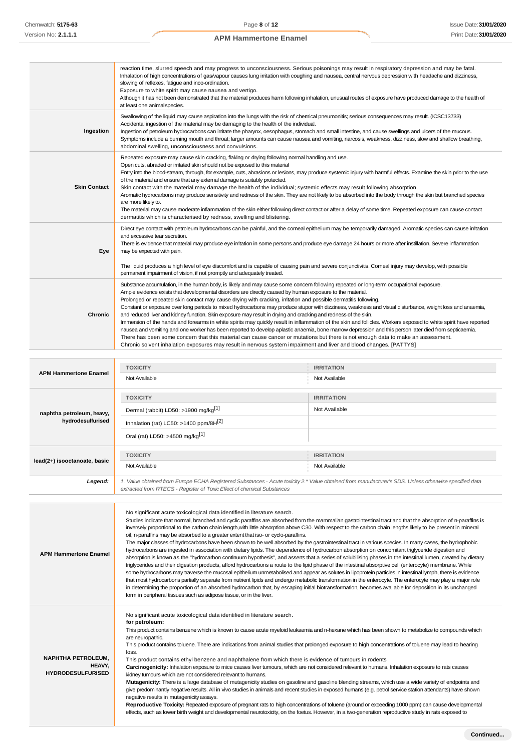| | |
|---|---|
| | reaction time, slurred speech and may progress to unconsciousness. Serious poisonings may result in respiratory depression and may be fatal. Inhalation of high concentrations of gas/vapour causes lung irritation with coughing and nausea, central nervous depression with headache and dizziness, slowing of reflexes, fatigue and inco-ordination. Exposure to white spirit may cause nausea and vertigo. Although it has not been demonstrated that the material produces harm following inhalation, unusual routes of exposure have produced damage to the health of at least one animal species. |
| **Ingestion** | Swallowing of the liquid may cause aspiration into the lungs with the risk of chemical pneumonitis; serious consequences may result. (ICSC13733) Accidental ingestion of the material may be damaging to the health of the individual. Ingestion of petroleum hydrocarbons can irritate the pharynx, oesophagus, stomach and small intestine, and cause swellings and ulcers of the mucous. Symptoms include a burning mouth and throat; larger amounts can cause nausea and vomiting, narcosis, weakness, dizziness, slow and shallow breathing, abdominal swelling, unconsciousness and convulsions. |
| **Skin Contact** | Repeated exposure may cause skin cracking, flaking or drying following normal handling and use. Open cuts, abraded or irritated skin should not be exposed to this material Entry into the blood-stream, through, for example, cuts, abrasions or lesions, may produce systemic injury with harmful effects. Examine the skin prior to the use of the material and ensure that any external damage is suitably protected. Skin contact with the material may damage the health of the individual; systemic effects may result following absorption. Aromatic hydrocarbons may produce sensitivity and redness of the skin. They are not likely to be absorbed into the body through the skin but branched species are more likely to. The material may cause moderate inflammation of the skin either following direct contact or after a delay of some time. Repeated exposure can cause contact dermatitis which is characterised by redness, swelling and blistering. |
| **Eye** | Direct eye contact with petroleum hydrocarbons can be painful, and the corneal epithelium may be temporarily damaged. Aromatic species can cause irritation and excessive tear secretion. There is evidence that material may produce eye irritation in some persons and produce eye damage 24 hours or more after instillation. Severe inflammation may be expected with pain. The liquid produces a high level of eye discomfort and is capable of causing pain and severe conjunctivitis. Corneal injury may develop, with possible permanent impairment of vision, if not promptly and adequately treated. |
| **Chronic** | Substance accumulation, in the human body, is likely and may cause some concern following repeated or long-term occupational exposure. Ample evidence exists that developmental disorders are directly caused by human exposure to the material. Prolonged or repeated skin contact may cause drying with cracking, irritation and possible dermatitis following. Constant or exposure over long periods to mixed hydrocarbons may produce stupor with dizziness, weakness and visual disturbance, weight loss and anaemia, and reduced liver and kidney function. Skin exposure may result in drying and cracking and redness of the skin. Immersion of the hands and forearms in white spirits may quickly result in inflammation of the skin and follicles. Workers exposed to white spirit have reported nausea and vomiting and one worker has been reported to develop aplastic anaemia, bone marrow depression and this person later died from septicaemia. There has been some concern that this material can cause cancer or mutations but there is not enough data to make an assessment. Chronic solvent inhalation exposures may result in nervous system impairment and liver and blood changes. [PATTYS] |

| | TOXICITY | IRRITATION |
|---|---|---|
| **APM Hammertone Enamel** | Not Available | Not Available |
| **naphtha petroleum, heavy, hydrodesulfurised** | **TOXICITY** | **IRRITATION** |
| | Dermal (rabbit) LD50: >1900 mg/kg[1] | Not Available |
| | Inhalation (rat) LC50: >1400 ppm/8H[2] | |
| | Oral (rat) LD50: >4500 mg/kg[1] | |
| **lead(2+) isooctanoate, basic** | **TOXICITY** | **IRRITATION** |
| | Not Available | Not Available |
| ***Legend:*** | *1. Value obtained from Europe ECHA Registered Substances - Acute toxicity 2.\* Value obtained from manufacturer's SDS. Unless otherwise specified data extracted from RTECS - Register of Toxic Effect of chemical Substances* | |

| | |
|---|---|
| **APM Hammertone Enamel** | No significant acute toxicological data identified in literature search. Studies indicate that normal, branched and cyclic paraffins are absorbed from the mammalian gastrointestinal tract and that the absorption of n-paraffins is inversely proportional to the carbon chain length,with little absorption above C30. With respect to the carbon chain lengths likely to be present in mineral oil, n-paraffins may be absorbed to a greater extent that iso- or cyclo-paraffins. The major classes of hydrocarbons have been shown to be well absorbed by the gastrointestinal tract in various species. In many cases, the hydrophobic hydrocarbons are ingested in association with dietary lipids. The dependence of hydrocarbon absorption on concomitant triglyceride digestion and absorption,is known as the "hydrocarbon continuum hypothesis", and asserts that a series of solubilising phases in the intestinal lumen, created by dietary triglycerides and their digestion products, afford hydrocarbons a route to the lipid phase of the intestinal absorptive cell (enterocyte) membrane. While some hydrocarbons may traverse the mucosal epithelium unmetabolised and appear as solutes in lipoprotein particles in intestinal lymph, there is evidence that most hydrocarbons partially separate from nutrient lipids and undergo metabolic transformation in the enterocyte. The enterocyte may play a major role in determining the proportion of an absorbed hydrocarbon that, by escaping initial biotransformation, becomes available for deposition in its unchanged form in peripheral tissues such as adipose tissue, or in the liver. |
| **NAPHTHA PETROLEUM, HEAVY, HYDRODESULFURISED** | No significant acute toxicological data identified in literature search. **for petroleum:** This product contains benzene which is known to cause acute myeloid leukaemia and n-hexane which has been shown to metabolize to compounds which are neuropathic. This product contains toluene. There are indications from animal studies that prolonged exposure to high concentrations of toluene may lead to hearing loss. This product contains ethyl benzene and naphthalene from which there is evidence of tumours in rodents **Carcinogenicity:** Inhalation exposure to mice causes liver tumours, which are not considered relevant to humans. Inhalation exposure to rats causes kidney tumours which are not considered relevant to humans. **Mutagenicity:** There is a large database of mutagenicity studies on gasoline and gasoline blending streams, which use a wide variety of endpoints and give predominantly negative results. All in vivo studies in animals and recent studies in exposed humans (e.g. petrol service station attendants) have shown negative results in mutagenicity assays. **Reproductive Toxicity:** Repeated exposure of pregnant rats to high concentrations of toluene (around or exceeding 1000 ppm) can cause developmental effects, such as lower birth weight and developmental neurotoxicity, on the foetus. However, in a two-generation reproductive study in rats exposed to |

**Continued...**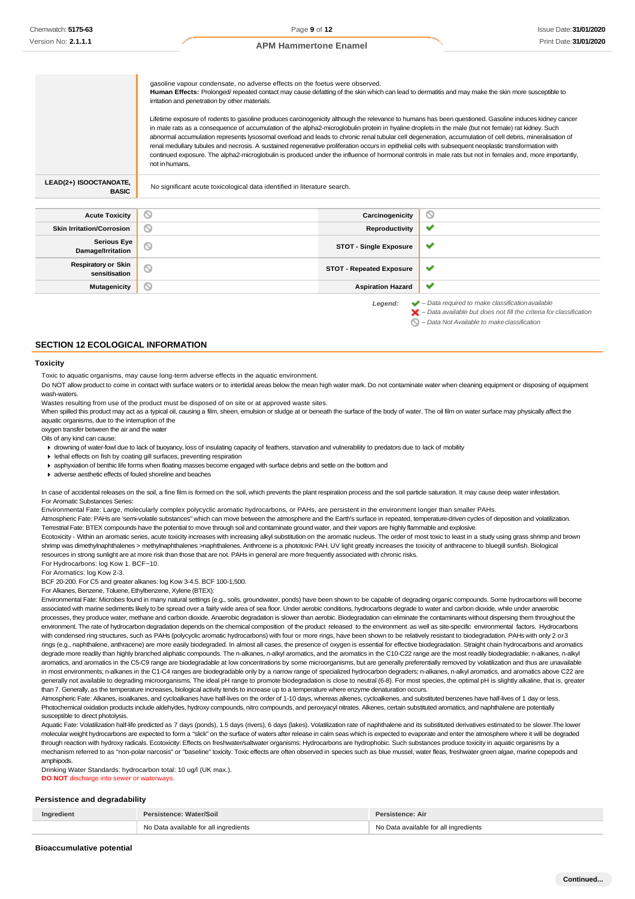| | |
|---|---|
| | gasoline vapour condensate, no adverse effects on the foetus were observed.<br>**Human Effects:** Prolonged/ repeated contact may cause defatting of the skin which can lead to dermatitis and may make the skin more susceptible to irritation and penetration by other materials.<br><br>Lifetime exposure of rodents to gasoline produces carcinogenicity although the relevance to humans has been questioned. Gasoline induces kidney cancer in male rats as a consequence of accumulation of the alpha2-microglobulin protein in hyaline droplets in the male (but not female) rat kidney. Such abnormal accumulation represents lysosomal overload and leads to chronic renal tubular cell degeneration, accumulation of cell debris, mineralisation of renal medullary tubules and necrosis. A sustained regenerative proliferation occurs in epithelial cells with subsequent neoplastic transformation with continued exposure. The alpha2-microglobulin is produced under the influence of hormonal controls in male rats but not in females and, more importantly, not in humans. |
| **LEAD(2+) ISOOCTANOATE, BASIC** | No significant acute toxicological data identified in literature search. |

| | | | |
|---|---|---|---|
| **Acute Toxicity** | ⃠ | **Carcinogenicity** | ⃠ |
| **Skin Irritation/Corrosion** | ⃠ | **Reproductivity** | ✔ |
| **Serious Eye Damage/Irritation** | ⃠ | **STOT - Single Exposure** | ✔ |
| **Respiratory or Skin sensitisation** | ⃠ | **STOT - Repeated Exposure** | ✔ |
| **Mutagenicity** | ⃠ | **Aspiration Hazard** | ✔ |

*Legend:*
✔ *– Data required to make classification available*
✘ *– Data available but does not fill the criteria for classification*
⃠ *– Data Not Available to make classification*

## SECTION 12 ECOLOGICAL INFORMATION

### Toxicity

Toxic to aquatic organisms, may cause long-term adverse effects in the aquatic environment.

Do NOT allow product to come in contact with surface waters or to intertidal areas below the mean high water mark. Do not contaminate water when cleaning equipment or disposing of equipment wash-waters.

Wastes resulting from use of the product must be disposed of on site or at approved waste sites.

When spilled this product may act as a typical oil, causing a film, sheen, emulsion or sludge at or beneath the surface of the body of water. The oil film on water surface may physically affect the aquatic organisms, due to the interruption of the oxygen transfer between the air and the water

Oils of any kind can cause:

- drowning of water-fowl due to lack of buoyancy, loss of insulating capacity of feathers, starvation and vulnerability to predators due to lack of mobility
- lethal effects on fish by coating gill surfaces, preventing respiration
- asphyxiation of benthic life forms when floating masses become engaged with surface debris and settle on the bottom and
- adverse aesthetic effects of fouled shoreline and beaches

In case of accidental releases on the soil, a fine film is formed on the soil, which prevents the plant respiration process and the soil particle saturation. It may cause deep water infestation.

For Aromatic Substances Series:

Environmental Fate: Large, molecularly complex polycyclic aromatic hydrocarbons, or PAHs, are persistent in the environment longer than smaller PAHs.

Atmospheric Fate: PAHs are 'semi-volatile substances" which can move between the atmosphere and the Earth's surface in repeated, temperature-driven cycles of deposition and volatilization.

Terrestrial Fate: BTEX compounds have the potential to move through soil and contaminate ground water, and their vapors are highly flammable and explosive.

Ecotoxicity - Within an aromatic series, acute toxicity increases with increasing alkyl substitution on the aromatic nucleus. The order of most toxic to least in a study using grass shrimp and brown shrimp was dimethylnaphthalenes > methylnaphthalenes >naphthalenes. Anthrcene is a phototoxic PAH. UV light greatly increases the toxicity of anthracene to bluegill sunfish. Biological resources in strong sunlight are at more risk than those that are not. PAHs in general are more frequently associated with chronic risks.

For Hydrocarbons: log Kow 1. BCF~10.

For Aromatics: log Kow 2-3.

BCF 20-200. For C5 and greater alkanes: log Kow 3-4.5. BCF 100-1,500.

For Alkanes, Benzene, Toluene, Ethylbenzene, Xylene (BTEX):

Environmental Fate: Microbes found in many natural settings (e.g., soils, groundwater, ponds) have been shown to be capable of degrading organic compounds. Some hydrocarbons will become associated with marine sediments likely to be spread over a fairly wide area of sea floor. Under aerobic conditions, hydrocarbons degrade to water and carbon dioxide, while under anaerobic processes, they produce water, methane and carbon dioxide. Anaerobic degradation is slower than aerobic. Biodegradation can eliminate the contaminants without dispersing them throughout the environment. The rate of hydrocarbon degradation depends on the chemical composition of the product released to the environment as well as site-specific environmental factors. Hydrocarbons with condensed ring structures, such as PAHs (polycyclic aromatic hydrocarbons) with four or more rings, have been shown to be relatively resistant to biodegradation. PAHs with only 2 or 3 rings (e.g., naphthalene, anthracene) are more easily biodegraded. In almost all cases, the presence of oxygen is essential for effective biodegradation. Straight chain hydrocarbons and aromatics degrade more readily than highly branched aliphatic compounds. The n-alkanes, n-alkyl aromatics, and the aromatics in the C10-C22 range are the most readily biodegradable; n-alkanes, n-alkyl aromatics, and aromatics in the C5-C9 range are biodegradable at low concentrations by some microorganisms, but are generally preferentially removed by volatilization and thus are unavailable in most environments; n-alkanes in the C1-C4 ranges are biodegradable only by a narrow range of specialized hydrocarbon degraders; n-alkanes, n-alkyl aromatics, and aromatics above C22 are generally not available to degrading microorganisms. The ideal pH range to promote biodegradation is close to neutral (6-8). For most species, the optimal pH is slightly alkaline, that is, greater than 7. Generally, as the temperature increases, biological activity tends to increase up to a temperature where enzyme denaturation occurs.

Atmospheric Fate: Alkanes, isoalkanes, and cycloalkanes have half-lives on the order of 1-10 days, whereas alkenes, cycloalkenes, and substituted benzenes have half-lives of 1 day or less. Photochemical oxidation products include aldehydes, hydroxy compounds, nitro compounds, and peroxyacyl nitrates. Alkenes, certain substituted aromatics, and naphthalene are potentially susceptible to direct photolysis.

Aquatic Fate: Volatilization half-life predicted as 7 days (ponds), 1.5 days (rivers), 6 days (lakes). Volatilization rate of naphthalene and its substituted derivatives estimated to be slower.The lower molecular weight hydrocarbons are expected to form a "slick" on the surface of waters after release in calm seas which is expected to evaporate and enter the atmosphere where it will be degraded through reaction with hydroxy radicals. Ecotoxicity: Effects on freshwater/saltwater organisms: Hydrocarbons are hydrophobic. Such substances produce toxicity in aquatic organisms by a mechanism referred to as "non-polar narcosis" or "baseline" toxicity. Toxic effects are often observed in species such as blue mussel, water fleas, freshwater green algae, marine copepods and amphipods.

Drinking Water Standards: hydrocarbon total: 10 ug/l (UK max.).

**DO NOT** discharge into sewer or waterways.

### Persistence and degradability

| Ingredient | Persistence: Water/Soil | Persistence: Air |
|---|---|---|
| | No Data available for all ingredients | No Data available for all ingredients |

### Bioaccumulative potential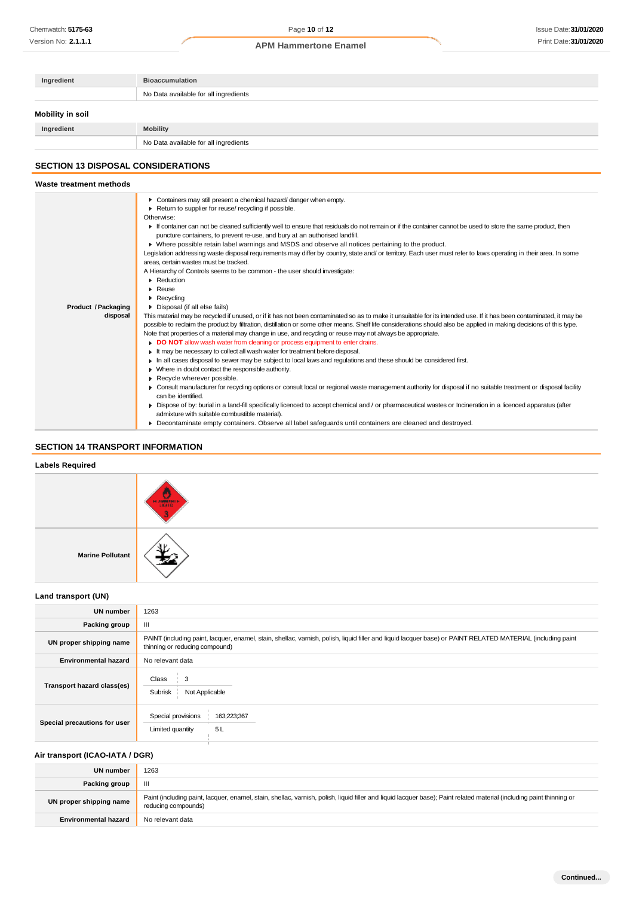| Ingredient | Bioaccumulation |
| --- | --- |
| | No Data available for all ingredients |

### Mobility in soil

| Ingredient | Mobility |
| --- | --- |
| | No Data available for all ingredients |

## SECTION 13 DISPOSAL CONSIDERATIONS

### Waste treatment methods

| | |
| --- | --- |
| **Product / Packaging disposal** | ▸ Containers may still present a chemical hazard/ danger when empty.<br>▸ Return to supplier for reuse/ recycling if possible.<br>Otherwise:<br>▸ If container can not be cleaned sufficiently well to ensure that residuals do not remain or if the container cannot be used to store the same product, then puncture containers, to prevent re-use, and bury at an authorised landfill.<br>▸ Where possible retain label warnings and MSDS and observe all notices pertaining to the product.<br>Legislation addressing waste disposal requirements may differ by country, state and/ or territory. Each user must refer to laws operating in their area. In some areas, certain wastes must be tracked.<br>A Hierarchy of Controls seems to be common - the user should investigate:<br>▸ Reduction<br>▸ Reuse<br>▸ Recycling<br>▸ Disposal (if all else fails)<br>This material may be recycled if unused, or if it has not been contaminated so as to make it unsuitable for its intended use. If it has been contaminated, it may be possible to reclaim the product by filtration, distillation or some other means. Shelf life considerations should also be applied in making decisions of this type. Note that properties of a material may change in use, and recycling or reuse may not always be appropriate.<br>▸ **DO NOT** allow wash water from cleaning or process equipment to enter drains.<br>▸ It may be necessary to collect all wash water for treatment before disposal.<br>▸ In all cases disposal to sewer may be subject to local laws and regulations and these should be considered first.<br>▸ Where in doubt contact the responsible authority.<br>▸ Recycle wherever possible.<br>▸ Consult manufacturer for recycling options or consult local or regional waste management authority for disposal if no suitable treatment or disposal facility can be identified.<br>▸ Dispose of by: burial in a land-fill specifically licenced to accept chemical and / or pharmaceutical wastes or Incineration in a licenced apparatus (after admixture with suitable combustible material).<br>▸ Decontaminate empty containers. Observe all label safeguards until containers are cleaned and destroyed. |

## SECTION 14 TRANSPORT INFORMATION

### Labels Required

| | |
| --- | --- |
| | |
| **Marine Pollutant** | |

### Land transport (UN)

| | |
| --- | --- |
| **UN number** | 1263 |
| **Packing group** | III |
| **UN proper shipping name** | PAINT (including paint, lacquer, enamel, stain, shellac, varnish, polish, liquid filler and liquid lacquer base) or PAINT RELATED MATERIAL (including paint thinning or reducing compound) |
| **Environmental hazard** | No relevant data |
| **Transport hazard class(es)** | Class: 3<br>Subrisk: Not Applicable |
| **Special precautions for user** | Special provisions: 163;223;367<br>Limited quantity: 5 L |

### Air transport (ICAO-IATA / DGR)

| | |
| --- | --- |
| **UN number** | 1263 |
| **Packing group** | III |
| **UN proper shipping name** | Paint (including paint, lacquer, enamel, stain, shellac, varnish, polish, liquid filler and liquid lacquer base); Paint related material (including paint thinning or reducing compounds) |
| **Environmental hazard** | No relevant data |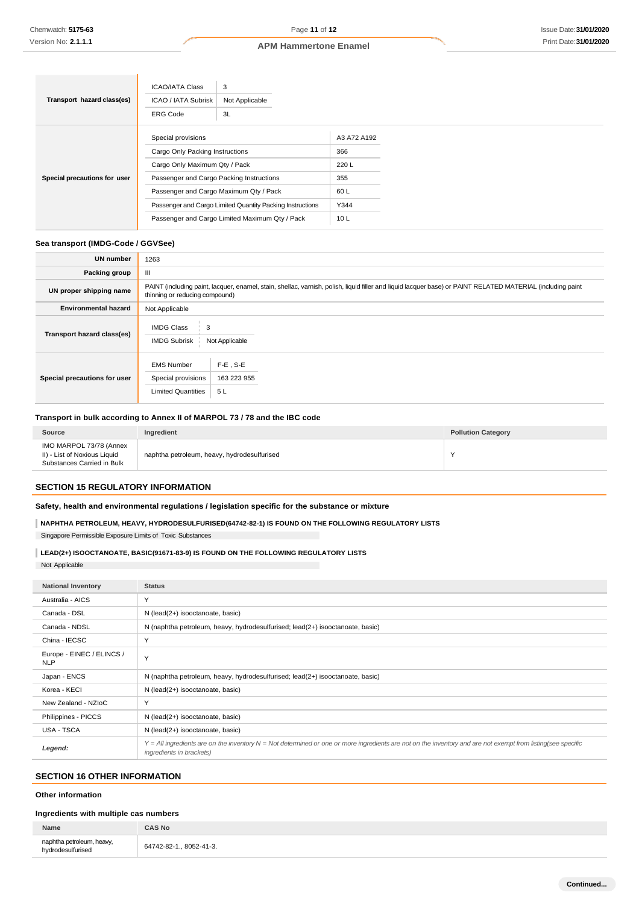| | |
|---|---|
| **Transport hazard class(es)** | ICAO/IATA Class: 3<br>ICAO / IATA Subrisk: Not Applicable<br>ERG Code: 3L |
| **Special precautions for user** | Special provisions: A3 A72 A192<br>Cargo Only Packing Instructions: 366<br>Cargo Only Maximum Qty / Pack: 220 L<br>Passenger and Cargo Packing Instructions: 355<br>Passenger and Cargo Maximum Qty / Pack: 60 L<br>Passenger and Cargo Limited Quantity Packing Instructions: Y344<br>Passenger and Cargo Limited Maximum Qty / Pack: 10 L |

### Sea transport (IMDG-Code / GGVSee)

| | |
|---|---|
| **UN number** | 1263 |
| **Packing group** | III |
| **UN proper shipping name** | PAINT (including paint, lacquer, enamel, stain, shellac, varnish, polish, liquid filler and liquid lacquer base) or PAINT RELATED MATERIAL (including paint thinning or reducing compound) |
| **Environmental hazard** | Not Applicable |
| **Transport hazard class(es)** | IMDG Class: 3<br>IMDG Subrisk: Not Applicable |
| **Special precautions for user** | EMS Number: F-E , S-E<br>Special provisions: 163 223 955<br>Limited Quantities: 5 L |

### Transport in bulk according to Annex II of MARPOL 73 / 78 and the IBC code

| Source | Ingredient | Pollution Category |
|---|---|---|
| IMO MARPOL 73/78 (Annex II) - List of Noxious Liquid Substances Carried in Bulk | naphtha petroleum, heavy, hydrodesulfurised | Y |

## SECTION 15 REGULATORY INFORMATION

### Safety, health and environmental regulations / legislation specific for the substance or mixture

**NAPHTHA PETROLEUM, HEAVY, HYDRODESULFURISED(64742-82-1) IS FOUND ON THE FOLLOWING REGULATORY LISTS**

Singapore Permissible Exposure Limits of Toxic Substances

**LEAD(2+) ISOOCTANOATE, BASIC(91671-83-9) IS FOUND ON THE FOLLOWING REGULATORY LISTS**

Not Applicable

| National Inventory | Status |
|---|---|
| Australia - AICS | Y |
| Canada - DSL | N (lead(2+) isooctanoate, basic) |
| Canada - NDSL | N (naphtha petroleum, heavy, hydrodesulfurised; lead(2+) isooctanoate, basic) |
| China - IECSC | Y |
| Europe - EINEC / ELINCS / NLP | Y |
| Japan - ENCS | N (naphtha petroleum, heavy, hydrodesulfurised; lead(2+) isooctanoate, basic) |
| Korea - KECI | N (lead(2+) isooctanoate, basic) |
| New Zealand - NZIoC | Y |
| Philippines - PICCS | N (lead(2+) isooctanoate, basic) |
| USA - TSCA | N (lead(2+) isooctanoate, basic) |
| *Legend:* | *Y = All ingredients are on the inventory N = Not determined or one or more ingredients are not on the inventory and are not exempt from listing(see specific ingredients in brackets)* |

## SECTION 16 OTHER INFORMATION

### Other information

### Ingredients with multiple cas numbers

| Name | CAS No |
|---|---|
| naphtha petroleum, heavy, hydrodesulfurised | 64742-82-1., 8052-41-3. |

Continued...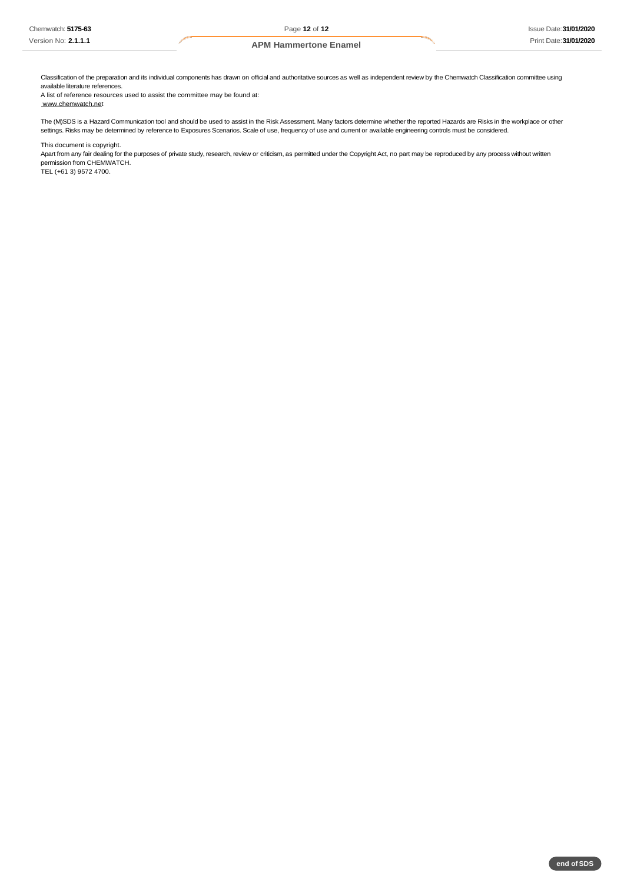Classification of the preparation and its individual components has drawn on official and authoritative sources as well as independent review by the Chemwatch Classification committee using available literature references.

A list of reference resources used to assist the committee may be found at:
www.chemwatch.net

The (M)SDS is a Hazard Communication tool and should be used to assist in the Risk Assessment. Many factors determine whether the reported Hazards are Risks in the workplace or other settings. Risks may be determined by reference to Exposures Scenarios. Scale of use, frequency of use and current or available engineering controls must be considered.

This document is copyright.

Apart from any fair dealing for the purposes of private study, research, review or criticism, as permitted under the Copyright Act, no part may be reproduced by any process without written permission from CHEMWATCH.

TEL (+61 3) 9572 4700.

**end of SDS**